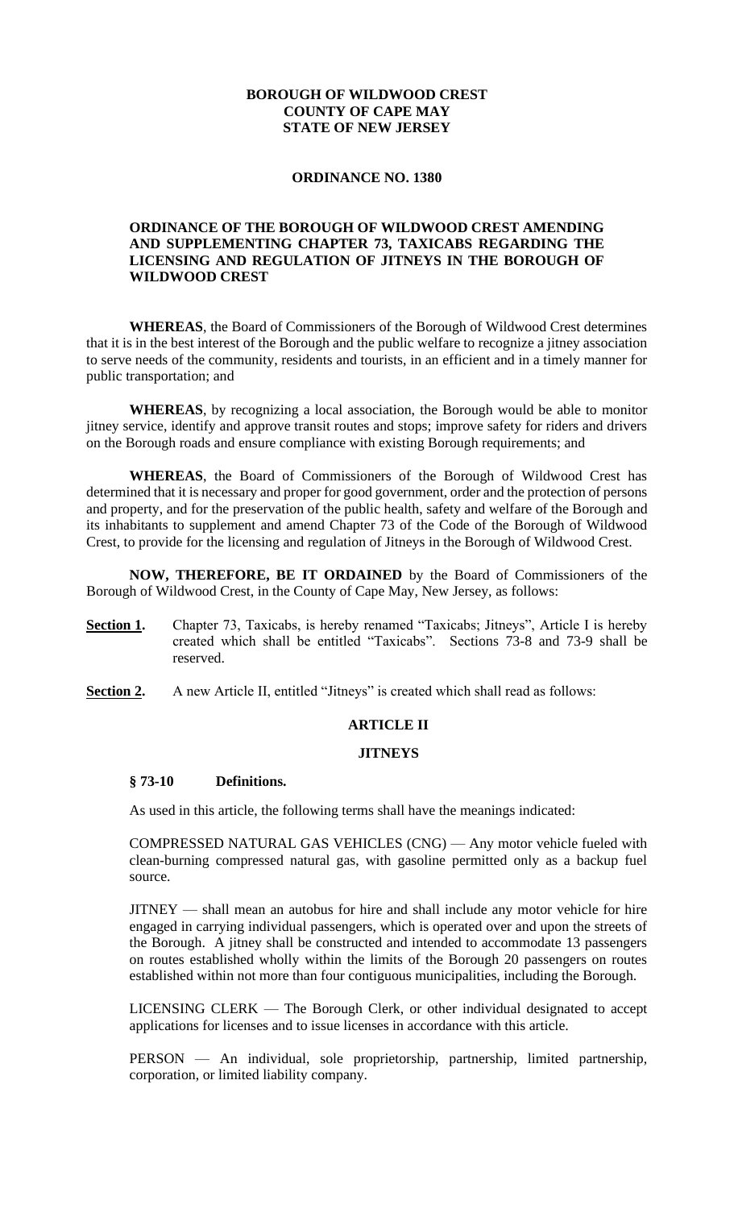**BOROUGH OF WILDWOOD CREST**
**COUNTY OF CAPE MAY**
**STATE OF NEW JERSEY**

**ORDINANCE NO. 1380**

**ORDINANCE OF THE BOROUGH OF WILDWOOD CREST AMENDING AND SUPPLEMENTING CHAPTER 73, TAXICABS REGARDING THE LICENSING AND REGULATION OF JITNEYS IN THE BOROUGH OF WILDWOOD CREST**

**WHEREAS**, the Board of Commissioners of the Borough of Wildwood Crest determines that it is in the best interest of the Borough and the public welfare to recognize a jitney association to serve needs of the community, residents and tourists, in an efficient and in a timely manner for public transportation; and

**WHEREAS**, by recognizing a local association, the Borough would be able to monitor jitney service, identify and approve transit routes and stops; improve safety for riders and drivers on the Borough roads and ensure compliance with existing Borough requirements; and

**WHEREAS**, the Board of Commissioners of the Borough of Wildwood Crest has determined that it is necessary and proper for good government, order and the protection of persons and property, and for the preservation of the public health, safety and welfare of the Borough and its inhabitants to supplement and amend Chapter 73 of the Code of the Borough of Wildwood Crest, to provide for the licensing and regulation of Jitneys in the Borough of Wildwood Crest.

**NOW, THEREFORE, BE IT ORDAINED** by the Board of Commissioners of the Borough of Wildwood Crest, in the County of Cape May, New Jersey, as follows:

**Section 1.** Chapter 73, Taxicabs, is hereby renamed "Taxicabs; Jitneys", Article I is hereby created which shall be entitled "Taxicabs". Sections 73-8 and 73-9 shall be reserved.

**Section 2.** A new Article II, entitled "Jitneys" is created which shall read as follows:

## ARTICLE II

## JITNEYS

### § 73-10 Definitions.

As used in this article, the following terms shall have the meanings indicated:

COMPRESSED NATURAL GAS VEHICLES (CNG) — Any motor vehicle fueled with clean-burning compressed natural gas, with gasoline permitted only as a backup fuel source.

JITNEY — shall mean an autobus for hire and shall include any motor vehicle for hire engaged in carrying individual passengers, which is operated over and upon the streets of the Borough. A jitney shall be constructed and intended to accommodate 13 passengers on routes established wholly within the limits of the Borough 20 passengers on routes established within not more than four contiguous municipalities, including the Borough.

LICENSING CLERK — The Borough Clerk, or other individual designated to accept applications for licenses and to issue licenses in accordance with this article.

PERSON — An individual, sole proprietorship, partnership, limited partnership, corporation, or limited liability company.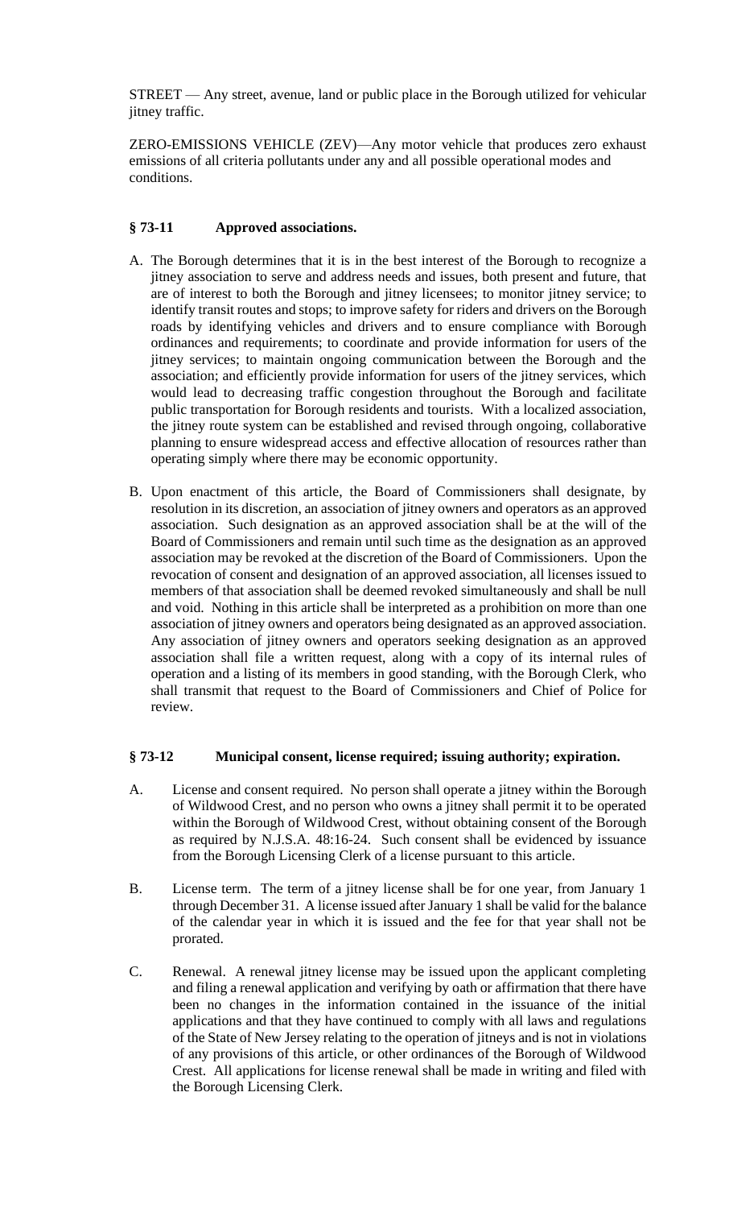STREET — Any street, avenue, land or public place in the Borough utilized for vehicular jitney traffic.

ZERO-EMISSIONS VEHICLE (ZEV)—Any motor vehicle that produces zero exhaust emissions of all criteria pollutants under any and all possible operational modes and conditions.

### § 73-11 Approved associations.

A. The Borough determines that it is in the best interest of the Borough to recognize a jitney association to serve and address needs and issues, both present and future, that are of interest to both the Borough and jitney licensees; to monitor jitney service; to identify transit routes and stops; to improve safety for riders and drivers on the Borough roads by identifying vehicles and drivers and to ensure compliance with Borough ordinances and requirements; to coordinate and provide information for users of the jitney services; to maintain ongoing communication between the Borough and the association; and efficiently provide information for users of the jitney services, which would lead to decreasing traffic congestion throughout the Borough and facilitate public transportation for Borough residents and tourists. With a localized association, the jitney route system can be established and revised through ongoing, collaborative planning to ensure widespread access and effective allocation of resources rather than operating simply where there may be economic opportunity.

B. Upon enactment of this article, the Board of Commissioners shall designate, by resolution in its discretion, an association of jitney owners and operators as an approved association. Such designation as an approved association shall be at the will of the Board of Commissioners and remain until such time as the designation as an approved association may be revoked at the discretion of the Board of Commissioners. Upon the revocation of consent and designation of an approved association, all licenses issued to members of that association shall be deemed revoked simultaneously and shall be null and void. Nothing in this article shall be interpreted as a prohibition on more than one association of jitney owners and operators being designated as an approved association. Any association of jitney owners and operators seeking designation as an approved association shall file a written request, along with a copy of its internal rules of operation and a listing of its members in good standing, with the Borough Clerk, who shall transmit that request to the Board of Commissioners and Chief of Police for review.

### § 73-12 Municipal consent, license required; issuing authority; expiration.

A. License and consent required. No person shall operate a jitney within the Borough of Wildwood Crest, and no person who owns a jitney shall permit it to be operated within the Borough of Wildwood Crest, without obtaining consent of the Borough as required by N.J.S.A. 48:16-24. Such consent shall be evidenced by issuance from the Borough Licensing Clerk of a license pursuant to this article.

B. License term. The term of a jitney license shall be for one year, from January 1 through December 31. A license issued after January 1 shall be valid for the balance of the calendar year in which it is issued and the fee for that year shall not be prorated.

C. Renewal. A renewal jitney license may be issued upon the applicant completing and filing a renewal application and verifying by oath or affirmation that there have been no changes in the information contained in the issuance of the initial applications and that they have continued to comply with all laws and regulations of the State of New Jersey relating to the operation of jitneys and is not in violations of any provisions of this article, or other ordinances of the Borough of Wildwood Crest. All applications for license renewal shall be made in writing and filed with the Borough Licensing Clerk.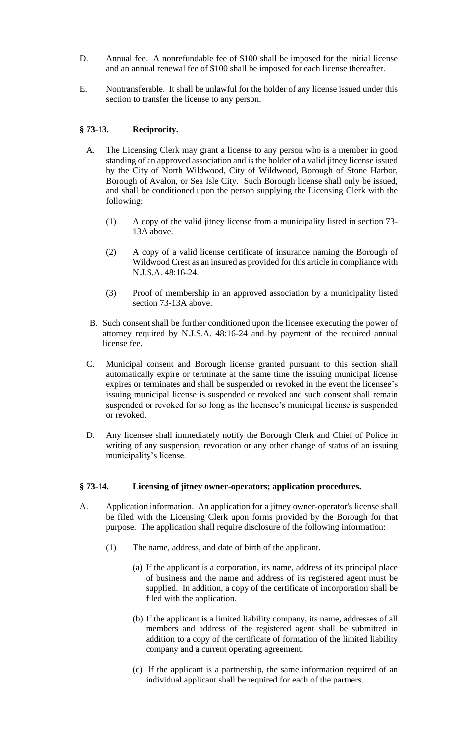D. Annual fee. A nonrefundable fee of $100 shall be imposed for the initial license and an annual renewal fee of $100 shall be imposed for each license thereafter.

E. Nontransferable. It shall be unlawful for the holder of any license issued under this section to transfer the license to any person.

### § 73-13. Reciprocity.

A. The Licensing Clerk may grant a license to any person who is a member in good standing of an approved association and is the holder of a valid jitney license issued by the City of North Wildwood, City of Wildwood, Borough of Stone Harbor, Borough of Avalon, or Sea Isle City. Such Borough license shall only be issued, and shall be conditioned upon the person supplying the Licensing Clerk with the following:

   (1) A copy of the valid jitney license from a municipality listed in section 73-13A above.

   (2) A copy of a valid license certificate of insurance naming the Borough of Wildwood Crest as an insured as provided for this article in compliance with N.J.S.A. 48:16-24.

   (3) Proof of membership in an approved association by a municipality listed section 73-13A above.

B. Such consent shall be further conditioned upon the licensee executing the power of attorney required by N.J.S.A. 48:16-24 and by payment of the required annual license fee.

C. Municipal consent and Borough license granted pursuant to this section shall automatically expire or terminate at the same time the issuing municipal license expires or terminates and shall be suspended or revoked in the event the licensee's issuing municipal license is suspended or revoked and such consent shall remain suspended or revoked for so long as the licensee's municipal license is suspended or revoked.

D. Any licensee shall immediately notify the Borough Clerk and Chief of Police in writing of any suspension, revocation or any other change of status of an issuing municipality's license.

### § 73-14. Licensing of jitney owner-operators; application procedures.

A. Application information. An application for a jitney owner-operator's license shall be filed with the Licensing Clerk upon forms provided by the Borough for that purpose. The application shall require disclosure of the following information:

   (1) The name, address, and date of birth of the applicant.

      (a) If the applicant is a corporation, its name, address of its principal place of business and the name and address of its registered agent must be supplied. In addition, a copy of the certificate of incorporation shall be filed with the application.

      (b) If the applicant is a limited liability company, its name, addresses of all members and address of the registered agent shall be submitted in addition to a copy of the certificate of formation of the limited liability company and a current operating agreement.

      (c) If the applicant is a partnership, the same information required of an individual applicant shall be required for each of the partners.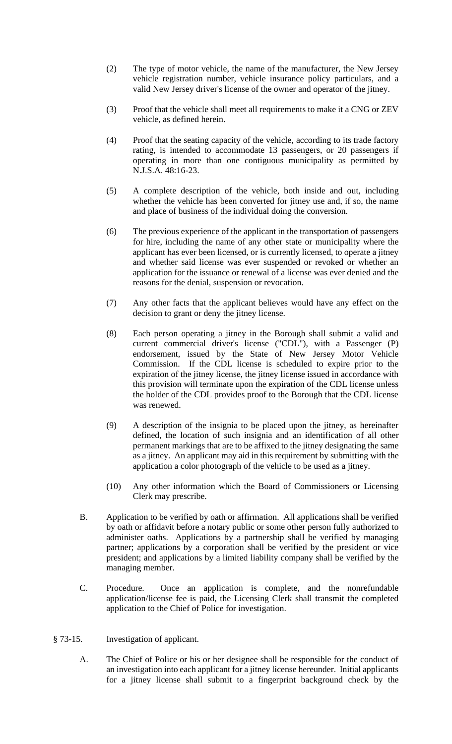(2) The type of motor vehicle, the name of the manufacturer, the New Jersey vehicle registration number, vehicle insurance policy particulars, and a valid New Jersey driver's license of the owner and operator of the jitney.

(3) Proof that the vehicle shall meet all requirements to make it a CNG or ZEV vehicle, as defined herein.

(4) Proof that the seating capacity of the vehicle, according to its trade factory rating, is intended to accommodate 13 passengers, or 20 passengers if operating in more than one contiguous municipality as permitted by N.J.S.A. 48:16-23.

(5) A complete description of the vehicle, both inside and out, including whether the vehicle has been converted for jitney use and, if so, the name and place of business of the individual doing the conversion.

(6) The previous experience of the applicant in the transportation of passengers for hire, including the name of any other state or municipality where the applicant has ever been licensed, or is currently licensed, to operate a jitney and whether said license was ever suspended or revoked or whether an application for the issuance or renewal of a license was ever denied and the reasons for the denial, suspension or revocation.

(7) Any other facts that the applicant believes would have any effect on the decision to grant or deny the jitney license.

(8) Each person operating a jitney in the Borough shall submit a valid and current commercial driver's license ("CDL"), with a Passenger (P) endorsement, issued by the State of New Jersey Motor Vehicle Commission. If the CDL license is scheduled to expire prior to the expiration of the jitney license, the jitney license issued in accordance with this provision will terminate upon the expiration of the CDL license unless the holder of the CDL provides proof to the Borough that the CDL license was renewed.

(9) A description of the insignia to be placed upon the jitney, as hereinafter defined, the location of such insignia and an identification of all other permanent markings that are to be affixed to the jitney designating the same as a jitney. An applicant may aid in this requirement by submitting with the application a color photograph of the vehicle to be used as a jitney.

(10) Any other information which the Board of Commissioners or Licensing Clerk may prescribe.

B. Application to be verified by oath or affirmation. All applications shall be verified by oath or affidavit before a notary public or some other person fully authorized to administer oaths. Applications by a partnership shall be verified by managing partner; applications by a corporation shall be verified by the president or vice president; and applications by a limited liability company shall be verified by the managing member.

C. Procedure. Once an application is complete, and the nonrefundable application/license fee is paid, the Licensing Clerk shall transmit the completed application to the Chief of Police for investigation.

§ 73-15. Investigation of applicant.

A. The Chief of Police or his or her designee shall be responsible for the conduct of an investigation into each applicant for a jitney license hereunder. Initial applicants for a jitney license shall submit to a fingerprint background check by the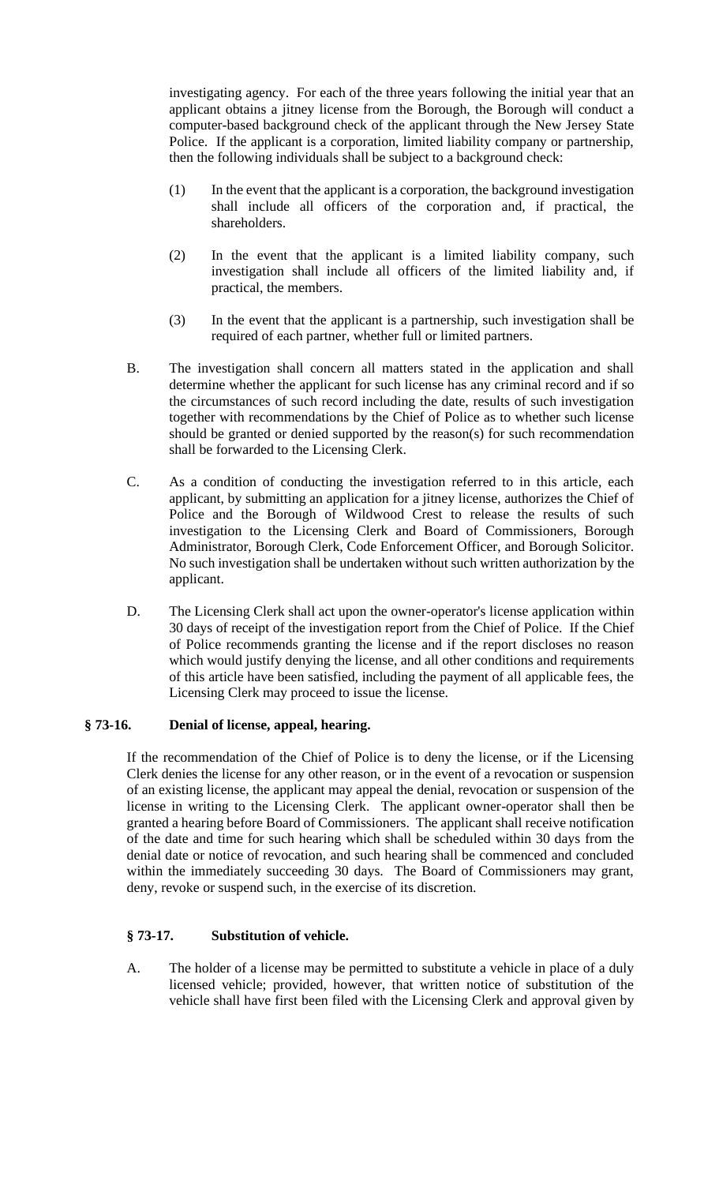investigating agency. For each of the three years following the initial year that an applicant obtains a jitney license from the Borough, the Borough will conduct a computer-based background check of the applicant through the New Jersey State Police. If the applicant is a corporation, limited liability company or partnership, then the following individuals shall be subject to a background check:

(1) In the event that the applicant is a corporation, the background investigation shall include all officers of the corporation and, if practical, the shareholders.

(2) In the event that the applicant is a limited liability company, such investigation shall include all officers of the limited liability and, if practical, the members.

(3) In the event that the applicant is a partnership, such investigation shall be required of each partner, whether full or limited partners.

B. The investigation shall concern all matters stated in the application and shall determine whether the applicant for such license has any criminal record and if so the circumstances of such record including the date, results of such investigation together with recommendations by the Chief of Police as to whether such license should be granted or denied supported by the reason(s) for such recommendation shall be forwarded to the Licensing Clerk.

C. As a condition of conducting the investigation referred to in this article, each applicant, by submitting an application for a jitney license, authorizes the Chief of Police and the Borough of Wildwood Crest to release the results of such investigation to the Licensing Clerk and Board of Commissioners, Borough Administrator, Borough Clerk, Code Enforcement Officer, and Borough Solicitor. No such investigation shall be undertaken without such written authorization by the applicant.

D. The Licensing Clerk shall act upon the owner-operator's license application within 30 days of receipt of the investigation report from the Chief of Police. If the Chief of Police recommends granting the license and if the report discloses no reason which would justify denying the license, and all other conditions and requirements of this article have been satisfied, including the payment of all applicable fees, the Licensing Clerk may proceed to issue the license.

### § 73-16. Denial of license, appeal, hearing.

If the recommendation of the Chief of Police is to deny the license, or if the Licensing Clerk denies the license for any other reason, or in the event of a revocation or suspension of an existing license, the applicant may appeal the denial, revocation or suspension of the license in writing to the Licensing Clerk. The applicant owner-operator shall then be granted a hearing before Board of Commissioners. The applicant shall receive notification of the date and time for such hearing which shall be scheduled within 30 days from the denial date or notice of revocation, and such hearing shall be commenced and concluded within the immediately succeeding 30 days. The Board of Commissioners may grant, deny, revoke or suspend such, in the exercise of its discretion.

### § 73-17. Substitution of vehicle.

A. The holder of a license may be permitted to substitute a vehicle in place of a duly licensed vehicle; provided, however, that written notice of substitution of the vehicle shall have first been filed with the Licensing Clerk and approval given by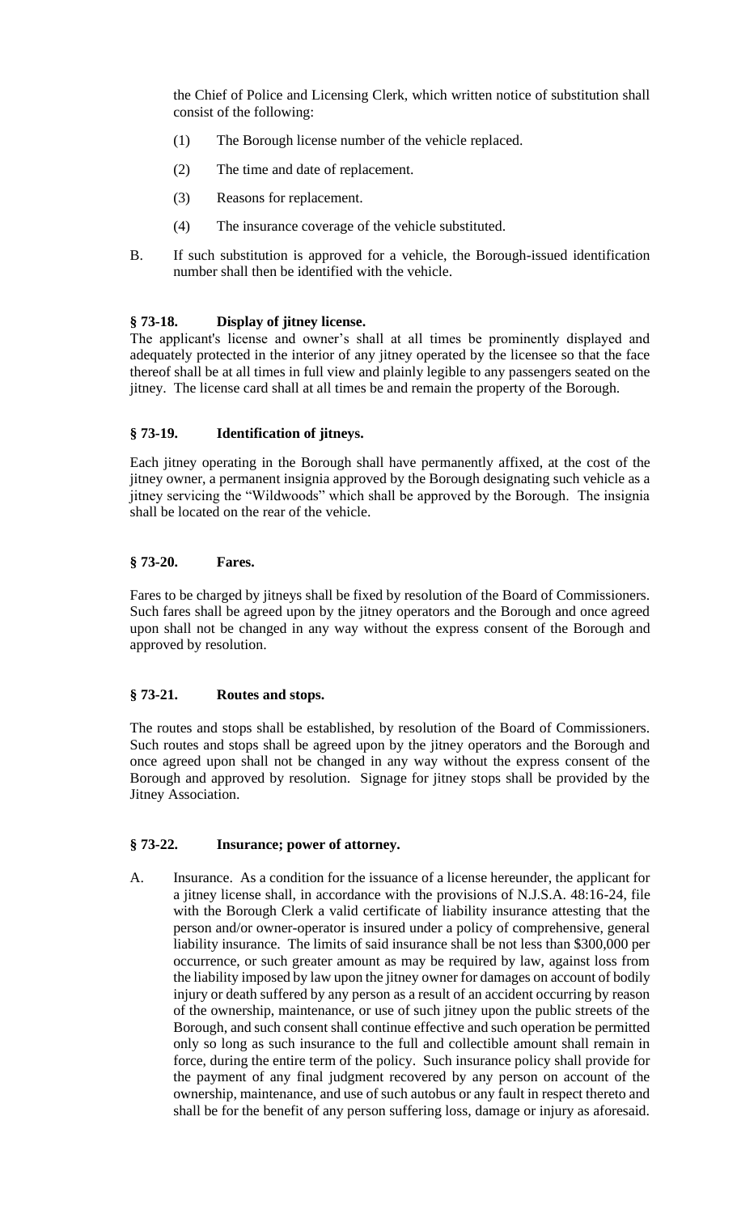the Chief of Police and Licensing Clerk, which written notice of substitution shall consist of the following:

(1) The Borough license number of the vehicle replaced.

(2) The time and date of replacement.

(3) Reasons for replacement.

(4) The insurance coverage of the vehicle substituted.

B. If such substitution is approved for a vehicle, the Borough-issued identification number shall then be identified with the vehicle.

### § 73-18. Display of jitney license.

The applicant's license and owner's shall at all times be prominently displayed and adequately protected in the interior of any jitney operated by the licensee so that the face thereof shall be at all times in full view and plainly legible to any passengers seated on the jitney. The license card shall at all times be and remain the property of the Borough.

### § 73-19. Identification of jitneys.

Each jitney operating in the Borough shall have permanently affixed, at the cost of the jitney owner, a permanent insignia approved by the Borough designating such vehicle as a jitney servicing the "Wildwoods" which shall be approved by the Borough. The insignia shall be located on the rear of the vehicle.

### § 73-20. Fares.

Fares to be charged by jitneys shall be fixed by resolution of the Board of Commissioners. Such fares shall be agreed upon by the jitney operators and the Borough and once agreed upon shall not be changed in any way without the express consent of the Borough and approved by resolution.

### § 73-21. Routes and stops.

The routes and stops shall be established, by resolution of the Board of Commissioners. Such routes and stops shall be agreed upon by the jitney operators and the Borough and once agreed upon shall not be changed in any way without the express consent of the Borough and approved by resolution. Signage for jitney stops shall be provided by the Jitney Association.

### § 73-22. Insurance; power of attorney.

A. Insurance. As a condition for the issuance of a license hereunder, the applicant for a jitney license shall, in accordance with the provisions of N.J.S.A. 48:16-24, file with the Borough Clerk a valid certificate of liability insurance attesting that the person and/or owner-operator is insured under a policy of comprehensive, general liability insurance. The limits of said insurance shall be not less than $300,000 per occurrence, or such greater amount as may be required by law, against loss from the liability imposed by law upon the jitney owner for damages on account of bodily injury or death suffered by any person as a result of an accident occurring by reason of the ownership, maintenance, or use of such jitney upon the public streets of the Borough, and such consent shall continue effective and such operation be permitted only so long as such insurance to the full and collectible amount shall remain in force, during the entire term of the policy. Such insurance policy shall provide for the payment of any final judgment recovered by any person on account of the ownership, maintenance, and use of such autobus or any fault in respect thereto and shall be for the benefit of any person suffering loss, damage or injury as aforesaid.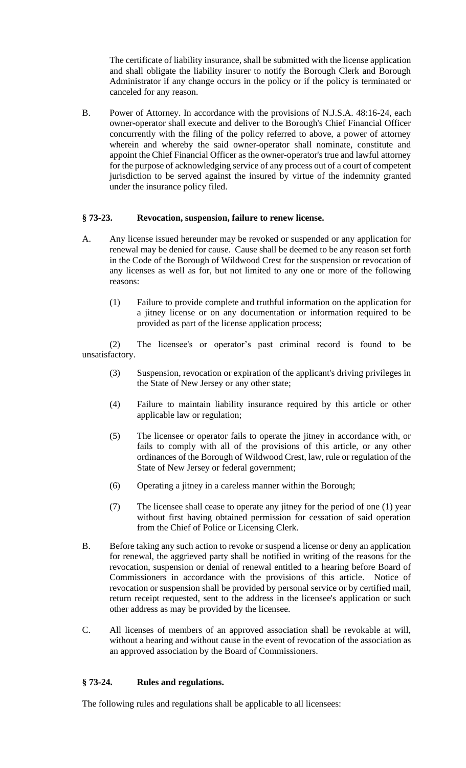The certificate of liability insurance, shall be submitted with the license application and shall obligate the liability insurer to notify the Borough Clerk and Borough Administrator if any change occurs in the policy or if the policy is terminated or canceled for any reason.

B. Power of Attorney. In accordance with the provisions of N.J.S.A. 48:16-24, each owner-operator shall execute and deliver to the Borough's Chief Financial Officer concurrently with the filing of the policy referred to above, a power of attorney wherein and whereby the said owner-operator shall nominate, constitute and appoint the Chief Financial Officer as the owner-operator's true and lawful attorney for the purpose of acknowledging service of any process out of a court of competent jurisdiction to be served against the insured by virtue of the indemnity granted under the insurance policy filed.

### § 73-23. Revocation, suspension, failure to renew license.

A. Any license issued hereunder may be revoked or suspended or any application for renewal may be denied for cause. Cause shall be deemed to be any reason set forth in the Code of the Borough of Wildwood Crest for the suspension or revocation of any licenses as well as for, but not limited to any one or more of the following reasons:

(1) Failure to provide complete and truthful information on the application for a jitney license or on any documentation or information required to be provided as part of the license application process;

(2) The licensee's or operator's past criminal record is found to be unsatisfactory.

(3) Suspension, revocation or expiration of the applicant's driving privileges in the State of New Jersey or any other state;

(4) Failure to maintain liability insurance required by this article or other applicable law or regulation;

(5) The licensee or operator fails to operate the jitney in accordance with, or fails to comply with all of the provisions of this article, or any other ordinances of the Borough of Wildwood Crest, law, rule or regulation of the State of New Jersey or federal government;

(6) Operating a jitney in a careless manner within the Borough;

(7) The licensee shall cease to operate any jitney for the period of one (1) year without first having obtained permission for cessation of said operation from the Chief of Police or Licensing Clerk.

B. Before taking any such action to revoke or suspend a license or deny an application for renewal, the aggrieved party shall be notified in writing of the reasons for the revocation, suspension or denial of renewal entitled to a hearing before Board of Commissioners in accordance with the provisions of this article. Notice of revocation or suspension shall be provided by personal service or by certified mail, return receipt requested, sent to the address in the licensee's application or such other address as may be provided by the licensee.

C. All licenses of members of an approved association shall be revokable at will, without a hearing and without cause in the event of revocation of the association as an approved association by the Board of Commissioners.

### § 73-24. Rules and regulations.

The following rules and regulations shall be applicable to all licensees: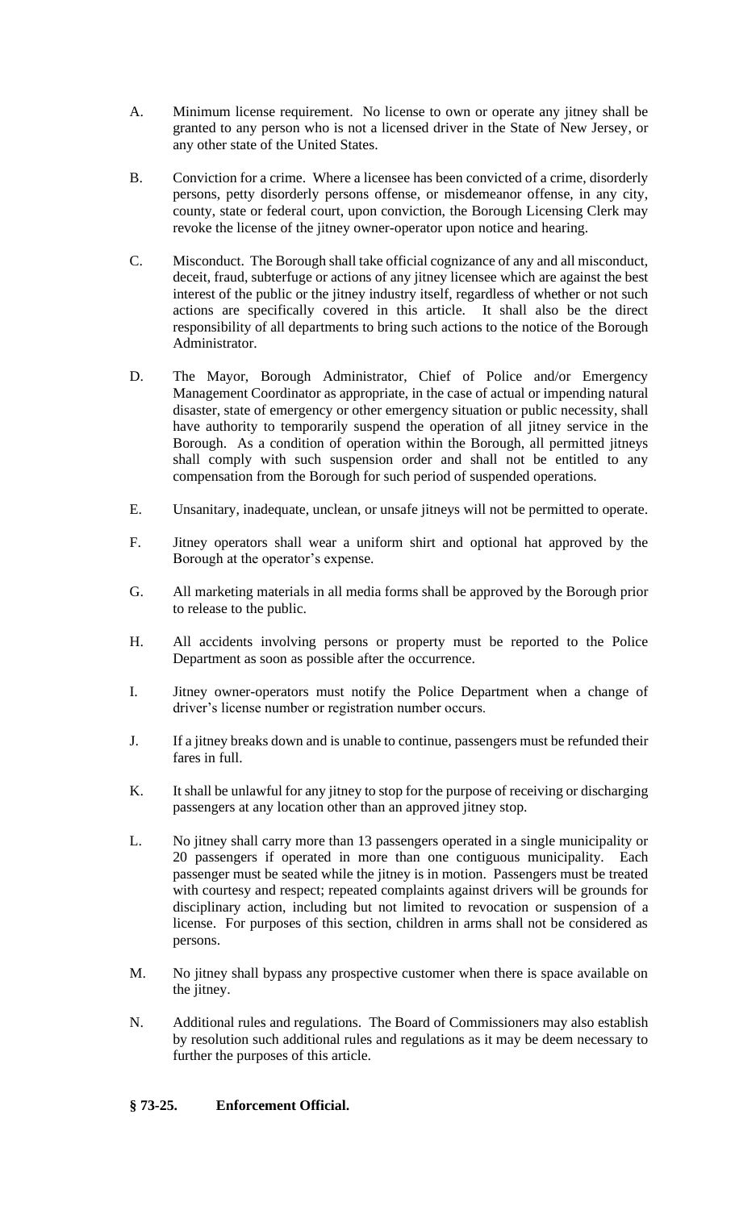A. Minimum license requirement. No license to own or operate any jitney shall be granted to any person who is not a licensed driver in the State of New Jersey, or any other state of the United States.

B. Conviction for a crime. Where a licensee has been convicted of a crime, disorderly persons, petty disorderly persons offense, or misdemeanor offense, in any city, county, state or federal court, upon conviction, the Borough Licensing Clerk may revoke the license of the jitney owner-operator upon notice and hearing.

C. Misconduct. The Borough shall take official cognizance of any and all misconduct, deceit, fraud, subterfuge or actions of any jitney licensee which are against the best interest of the public or the jitney industry itself, regardless of whether or not such actions are specifically covered in this article. It shall also be the direct responsibility of all departments to bring such actions to the notice of the Borough Administrator.

D. The Mayor, Borough Administrator, Chief of Police and/or Emergency Management Coordinator as appropriate, in the case of actual or impending natural disaster, state of emergency or other emergency situation or public necessity, shall have authority to temporarily suspend the operation of all jitney service in the Borough. As a condition of operation within the Borough, all permitted jitneys shall comply with such suspension order and shall not be entitled to any compensation from the Borough for such period of suspended operations.

E. Unsanitary, inadequate, unclean, or unsafe jitneys will not be permitted to operate.

F. Jitney operators shall wear a uniform shirt and optional hat approved by the Borough at the operator's expense.

G. All marketing materials in all media forms shall be approved by the Borough prior to release to the public.

H. All accidents involving persons or property must be reported to the Police Department as soon as possible after the occurrence.

I. Jitney owner-operators must notify the Police Department when a change of driver's license number or registration number occurs.

J. If a jitney breaks down and is unable to continue, passengers must be refunded their fares in full.

K. It shall be unlawful for any jitney to stop for the purpose of receiving or discharging passengers at any location other than an approved jitney stop.

L. No jitney shall carry more than 13 passengers operated in a single municipality or 20 passengers if operated in more than one contiguous municipality. Each passenger must be seated while the jitney is in motion. Passengers must be treated with courtesy and respect; repeated complaints against drivers will be grounds for disciplinary action, including but not limited to revocation or suspension of a license. For purposes of this section, children in arms shall not be considered as persons.

M. No jitney shall bypass any prospective customer when there is space available on the jitney.

N. Additional rules and regulations. The Board of Commissioners may also establish by resolution such additional rules and regulations as it may be deem necessary to further the purposes of this article.

### § 73-25. Enforcement Official.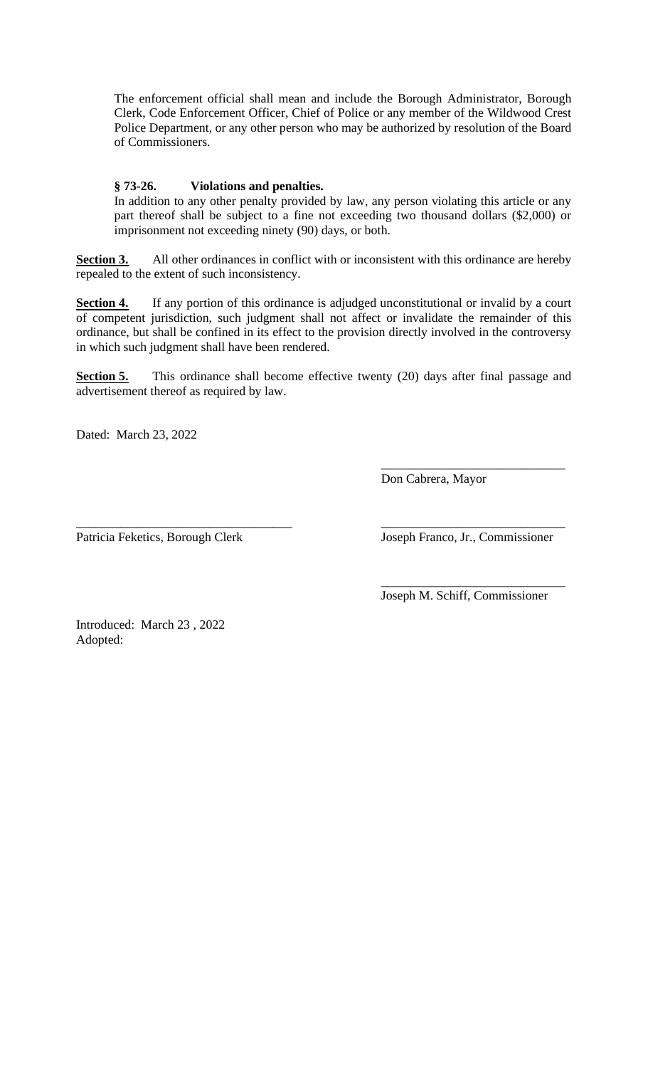The enforcement official shall mean and include the Borough Administrator, Borough Clerk, Code Enforcement Officer, Chief of Police or any member of the Wildwood Crest Police Department, or any other person who may be authorized by resolution of the Board of Commissioners.

**§ 73-26. Violations and penalties.**

In addition to any other penalty provided by law, any person violating this article or any part thereof shall be subject to a fine not exceeding two thousand dollars ($2,000) or imprisonment not exceeding ninety (90) days, or both.

**Section 3.** All other ordinances in conflict with or inconsistent with this ordinance are hereby repealed to the extent of such inconsistency.

**Section 4.** If any portion of this ordinance is adjudged unconstitutional or invalid by a court of competent jurisdiction, such judgment shall not affect or invalidate the remainder of this ordinance, but shall be confined in its effect to the provision directly involved in the controversy in which such judgment shall have been rendered.

**Section 5.** This ordinance shall become effective twenty (20) days after final passage and advertisement thereof as required by law.

Dated: March 23, 2022

_____________________________
Don Cabrera, Mayor

_________________________________
Patricia Feketics, Borough Clerk

_____________________________
Joseph Franco, Jr., Commissioner

_____________________________
Joseph M. Schiff, Commissioner

Introduced: March 23 , 2022
Adopted: